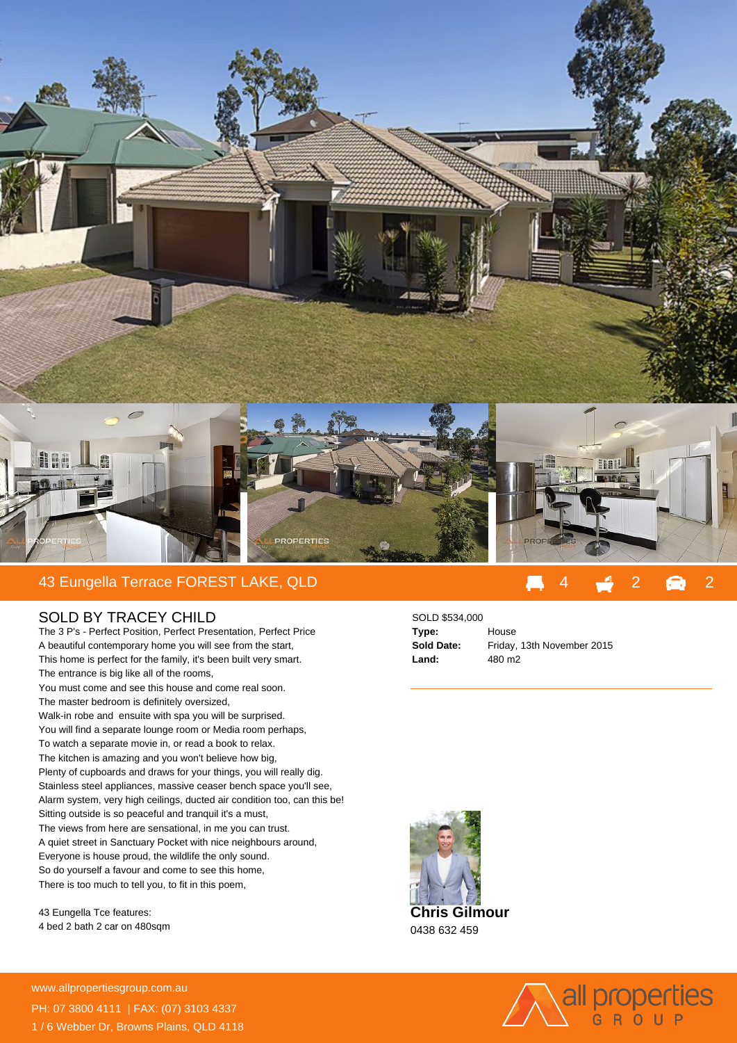## 43 Eungella Terrace FOREST LAKE, QLD

4 2 2

### SOLD BY TRACEY CHILD

The 3 P's - Perfect Position, Perfect Presentation, Perfect Price
A beautiful contemporary home you will see from the start,
This home is perfect for the family, it's been built very smart.
The entrance is big like all of the rooms,
You must come and see this house and come real soon.
The master bedroom is definitely oversized,
Walk-in robe and ensuite with spa you will be surprised.
You will find a separate lounge room or Media room perhaps,
To watch a separate movie in, or read a book to relax.
The kitchen is amazing and you won't believe how big,
Plenty of cupboards and draws for your things, you will really dig.
Stainless steel appliances, massive ceaser bench space you'll see,
Alarm system, very high ceilings, ducted air condition too, can this be!
Sitting outside is so peaceful and tranquil it's a must,
The views from here are sensational, in me you can trust.
A quiet street in Sanctuary Pocket with nice neighbours around,
Everyone is house proud, the wildlife the only sound.
So do yourself a favour and come to see this home,
There is too much to tell you, to fit in this poem,

43 Eungella Tce features:
4 bed 2 bath 2 car on 480sqm

SOLD $534,000

| | |
|---|---|
| **Type:** | House |
| **Sold Date:** | Friday, 13th November 2015 |
| **Land:** | 480 m2 |

**Chris Gilmour**
0438 632 459

www.allpropertiesgroup.com.au
PH: 07 3800 4111 | FAX: (07) 3103 4337
1 / 6 Webber Dr, Browns Plains, QLD 4118

all properties GROUP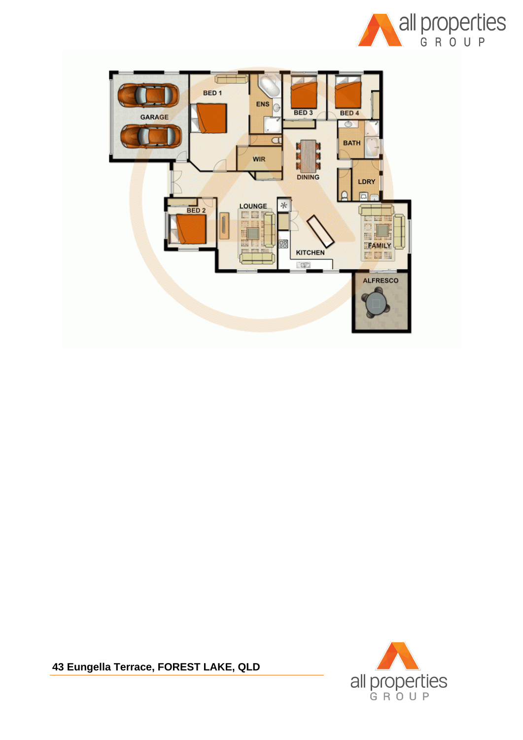GARAGE

BED 1

ENS

BED 3

BED 4

BATH

WIR

DINING

LDRY

BED 2

LOUNGE

KITCHEN

FAMILY

ALFRESCO

**43 Eungella Terrace, FOREST LAKE, QLD**